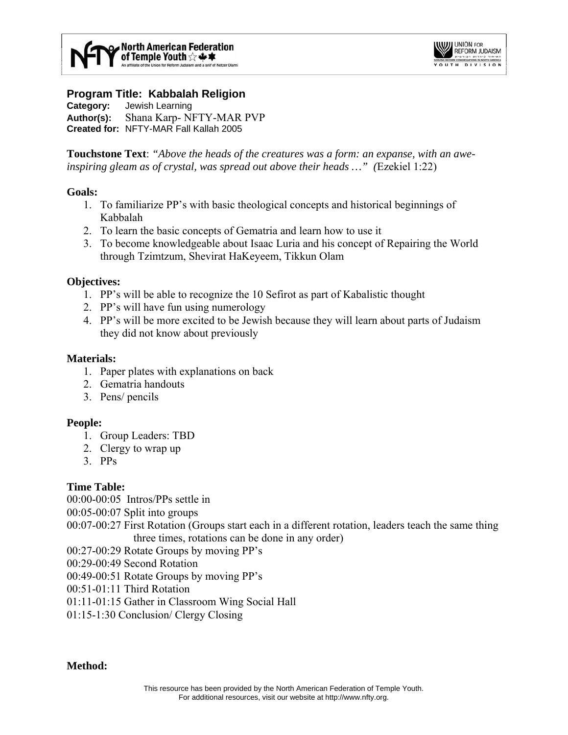North American Federation of Temple Youth
An affiliate of the Union for Reform Judaism and a snif of Netzer Olami

UNION FOR REFORM JUDAISM
YOUTH DIVISION

## Program Title: Kabbalah Religion

**Category:** Jewish Learning
**Author(s):** Shana Karp- NFTY-MAR PVP
**Created for:** NFTY-MAR Fall Kallah 2005

**Touchstone Text**: *"Above the heads of the creatures was a form: an expanse, with an awe-inspiring gleam as of crystal, was spread out above their heads …" (*Ezekiel 1:22)

**Goals:**

1. To familiarize PP's with basic theological concepts and historical beginnings of Kabbalah
2. To learn the basic concepts of Gematria and learn how to use it
3. To become knowledgeable about Isaac Luria and his concept of Repairing the World through Tzimtzum, Shevirat HaKeyeem, Tikkun Olam

**Objectives:**

1. PP's will be able to recognize the 10 Sefirot as part of Kabalistic thought
2. PP's will have fun using numerology
4. PP's will be more excited to be Jewish because they will learn about parts of Judaism they did not know about previously

**Materials:**

1. Paper plates with explanations on back
2. Gematria handouts
3. Pens/ pencils

**People:**

1. Group Leaders: TBD
2. Clergy to wrap up
3. PPs

**Time Table:**

00:00-00:05 Intros/PPs settle in
00:05-00:07 Split into groups
00:07-00:27 First Rotation (Groups start each in a different rotation, leaders teach the same thing three times, rotations can be done in any order)
00:27-00:29 Rotate Groups by moving PP's
00:29-00:49 Second Rotation
00:49-00:51 Rotate Groups by moving PP's
00:51-01:11 Third Rotation
01:11-01:15 Gather in Classroom Wing Social Hall
01:15-1:30 Conclusion/ Clergy Closing

**Method:**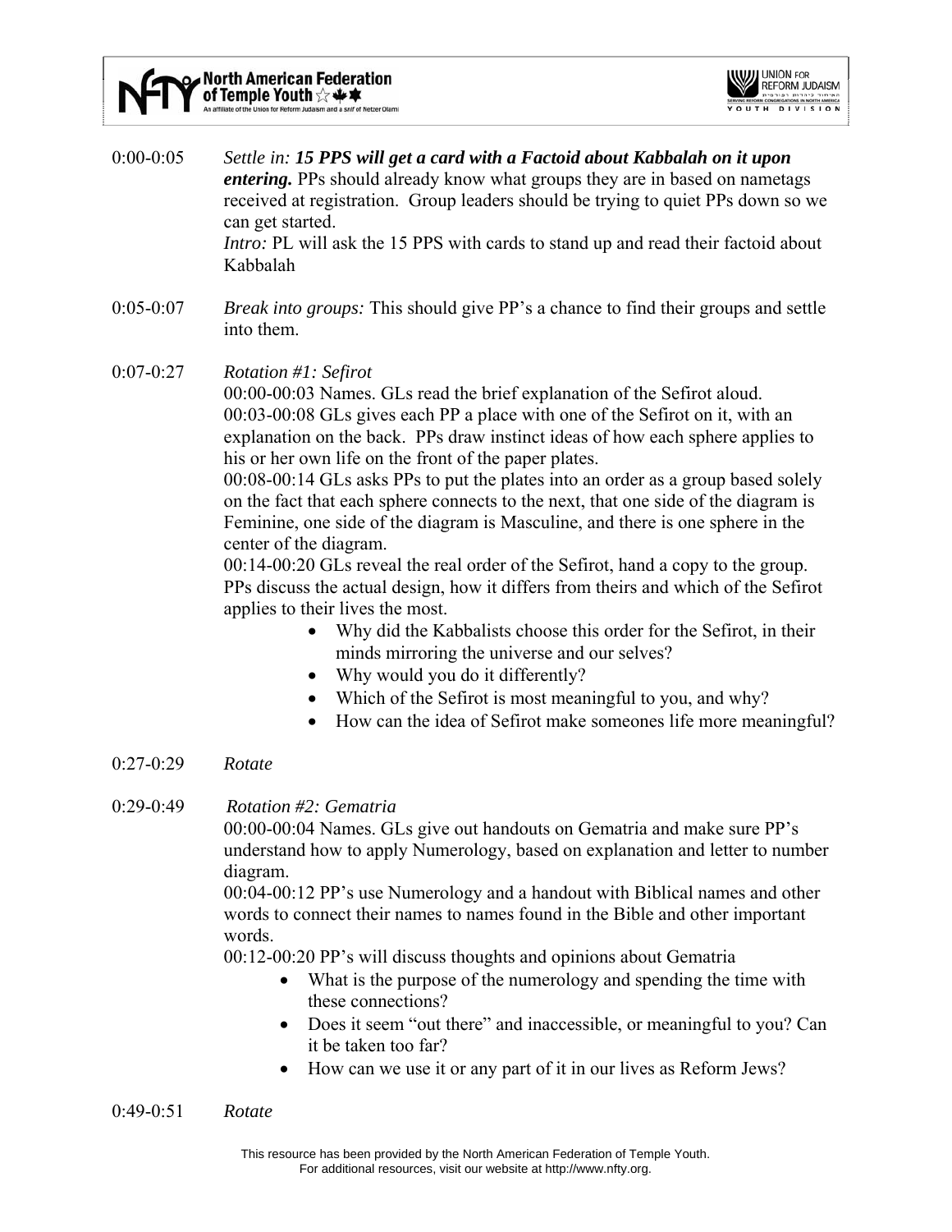0:00-0:05 *Settle in:* ***15 PPS will get a card with a Factoid about Kabbalah on it upon entering.*** PPs should already know what groups they are in based on nametags received at registration. Group leaders should be trying to quiet PPs down so we can get started.
*Intro:* PL will ask the 15 PPS with cards to stand up and read their factoid about Kabbalah

0:05-0:07 *Break into groups:* This should give PP's a chance to find their groups and settle into them.

0:07-0:27 *Rotation #1: Sefirot*
00:00-00:03 Names. GLs read the brief explanation of the Sefirot aloud.
00:03-00:08 GLs gives each PP a place with one of the Sefirot on it, with an explanation on the back. PPs draw instinct ideas of how each sphere applies to his or her own life on the front of the paper plates.
00:08-00:14 GLs asks PPs to put the plates into an order as a group based solely on the fact that each sphere connects to the next, that one side of the diagram is Feminine, one side of the diagram is Masculine, and there is one sphere in the center of the diagram.
00:14-00:20 GLs reveal the real order of the Sefirot, hand a copy to the group. PPs discuss the actual design, how it differs from theirs and which of the Sefirot applies to their lives the most.

- Why did the Kabbalists choose this order for the Sefirot, in their minds mirroring the universe and our selves?
- Why would you do it differently?
- Which of the Sefirot is most meaningful to you, and why?
- How can the idea of Sefirot make someones life more meaningful?

0:27-0:29 *Rotate*

0:29-0:49 *Rotation #2: Gematria*
00:00-00:04 Names. GLs give out handouts on Gematria and make sure PP's understand how to apply Numerology, based on explanation and letter to number diagram.
00:04-00:12 PP's use Numerology and a handout with Biblical names and other words to connect their names to names found in the Bible and other important words.
00:12-00:20 PP's will discuss thoughts and opinions about Gematria

- What is the purpose of the numerology and spending the time with these connections?
- Does it seem "out there" and inaccessible, or meaningful to you? Can it be taken too far?
- How can we use it or any part of it in our lives as Reform Jews?

0:49-0:51 *Rotate*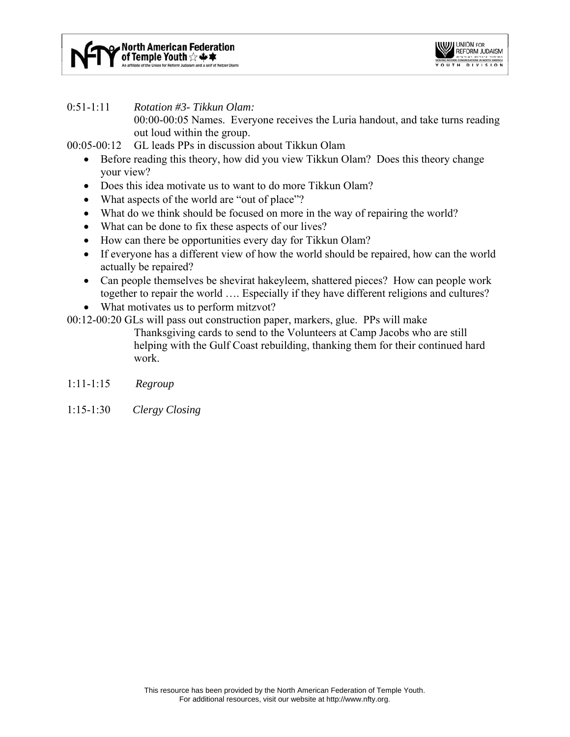0:51-1:11 *Rotation #3- Tikkun Olam:*

00:00-00:05 Names. Everyone receives the Luria handout, and take turns reading out loud within the group.

00:05-00:12 GL leads PPs in discussion about Tikkun Olam

- Before reading this theory, how did you view Tikkun Olam? Does this theory change your view?
- Does this idea motivate us to want to do more Tikkun Olam?
- What aspects of the world are "out of place"?
- What do we think should be focused on more in the way of repairing the world?
- What can be done to fix these aspects of our lives?
- How can there be opportunities every day for Tikkun Olam?
- If everyone has a different view of how the world should be repaired, how can the world actually be repaired?
- Can people themselves be shevirat hakeyleem, shattered pieces? How can people work together to repair the world …. Especially if they have different religions and cultures?
- What motivates us to perform mitzvot?

00:12-00:20 GLs will pass out construction paper, markers, glue. PPs will make Thanksgiving cards to send to the Volunteers at Camp Jacobs who are still helping with the Gulf Coast rebuilding, thanking them for their continued hard work.

1:11-1:15 *Regroup*

1:15-1:30 *Clergy Closing*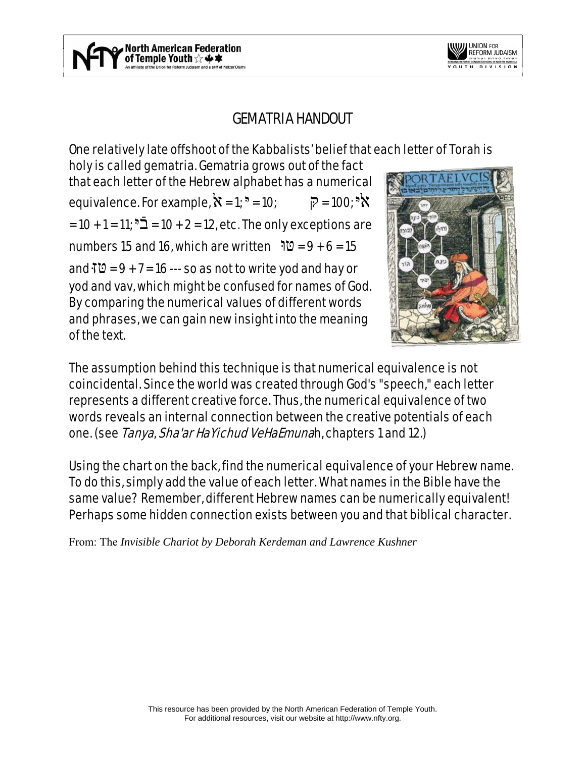# GEMATRIA HANDOUT

One relatively late offshoot of the Kabbalists' belief that each letter of Torah is holy is called gematria. Gematria grows out of the fact that each letter of the Hebrew alphabet has a numerical equivalence. For example, א = 1; י = 10; ק = 100; אי = 10 + 1 = 11; בי = 10 + 2 = 12, etc. The only exceptions are numbers 15 and 16, which are written טו = 9 + 6 = 15 and טז = 9 + 7 = 16 --- so as not to write yod and hay or yod and vav, which might be confused for names of God. By comparing the numerical values of different words and phrases, we can gain new insight into the meaning of the text.

The assumption behind this technique is that numerical equivalence is not coincidental. Since the world was created through God's "speech," each letter represents a different creative force. Thus, the numerical equivalence of two words reveals an internal connection between the creative potentials of each one. (see *Tanya*, *Sha'ar HaYichud VeHaEmuna*h, chapters 1 and 12.)

Using the chart on the back, find the numerical equivalence of your Hebrew name. To do this, simply add the value of each letter. What names in the Bible have the same value? Remember, different Hebrew names can be numerically equivalent! Perhaps some hidden connection exists between you and that biblical character.

From: The *Invisible Chariot by Deborah Kerdeman and Lawrence Kushner*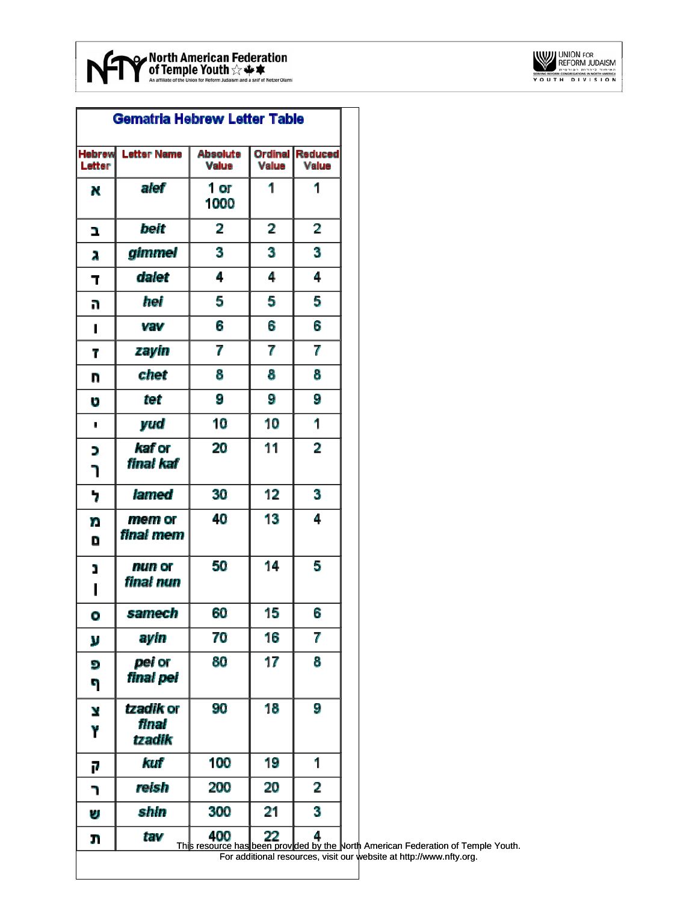North American Federation of Temple Youth
An affiliate of the Union for Reform Judaism and a snif of Netzer Olami

UNION FOR REFORM JUDAISM
SERVING REFORM CONGREGATIONS IN NORTH AMERICA
YOUTH DIVISION

## Gematria Hebrew Letter Table

| Hebrew Letter | Letter Name | Absolute Value | Ordinal Value | Reduced Value |
|---|---|---|---|---|
| א | *alef* | 1 or 1000 | 1 | 1 |
| ב | *beit* | 2 | 2 | 2 |
| ג | *gimmel* | 3 | 3 | 3 |
| ד | *dalet* | 4 | 4 | 4 |
| ה | *hei* | 5 | 5 | 5 |
| ו | *vav* | 6 | 6 | 6 |
| ז | *zayin* | 7 | 7 | 7 |
| ח | *chet* | 8 | 8 | 8 |
| ט | *tet* | 9 | 9 | 9 |
| י | *yud* | 10 | 10 | 1 |
| כ ך | *kaf* or *final kaf* | 20 | 11 | 2 |
| ל | *lamed* | 30 | 12 | 3 |
| מ ם | *mem* or *final mem* | 40 | 13 | 4 |
| נ ן | *nun* or *final nun* | 50 | 14 | 5 |
| ס | *samech* | 60 | 15 | 6 |
| ע | *ayin* | 70 | 16 | 7 |
| פ ף | *pei* or *final pei* | 80 | 17 | 8 |
| צ ץ | *tzadik* or *final tzadik* | 90 | 18 | 9 |
| ק | *kuf* | 100 | 19 | 1 |
| ר | *reish* | 200 | 20 | 2 |
| ש | *shin* | 300 | 21 | 3 |
| ת | *tav* | 400 | 22 | 4 |

This resource has been provided by the North American Federation of Temple Youth.
For additional resources, visit our website at http://www.nfty.org.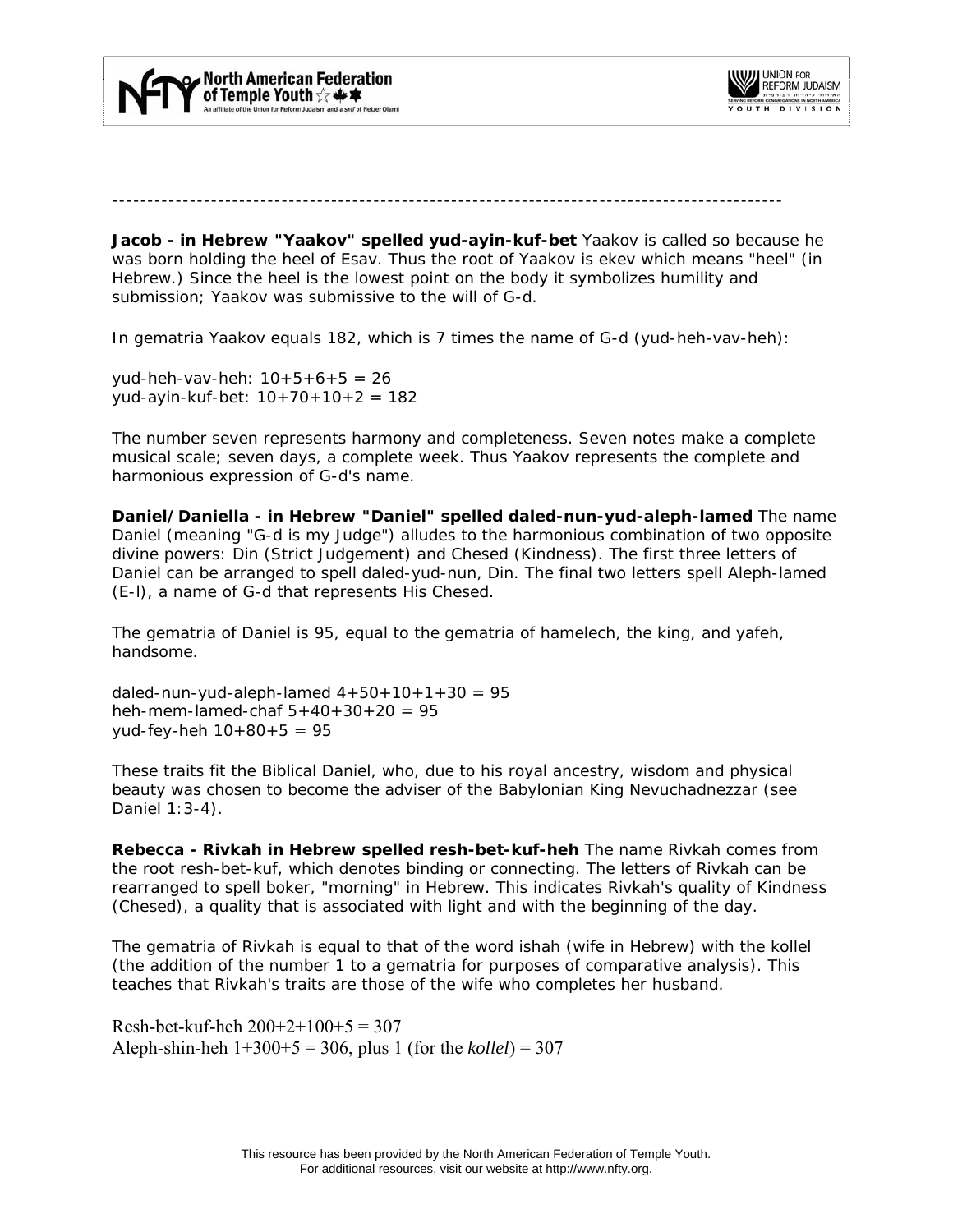---

**Jacob - in Hebrew "Yaakov" spelled yud-ayin-kuf-bet** Yaakov is called so because he was born holding the heel of Esav. Thus the root of Yaakov is ekev which means "heel" (in Hebrew.) Since the heel is the lowest point on the body it symbolizes humility and submission; Yaakov was submissive to the will of G-d.

In gematria Yaakov equals 182, which is 7 times the name of G-d (yud-heh-vav-heh):

yud-heh-vav-heh: 10+5+6+5 = 26
yud-ayin-kuf-bet: 10+70+10+2 = 182

The number seven represents harmony and completeness. Seven notes make a complete musical scale; seven days, a complete week. Thus Yaakov represents the complete and harmonious expression of G-d's name.

**Daniel/Daniella - in Hebrew "Daniel" spelled daled-nun-yud-aleph-lamed** The name Daniel (meaning "G-d is my Judge") alludes to the harmonious combination of two opposite divine powers: Din (Strict Judgement) and Chesed (Kindness). The first three letters of Daniel can be arranged to spell daled-yud-nun, Din. The final two letters spell Aleph-lamed (E-l), a name of G-d that represents His Chesed.

The gematria of Daniel is 95, equal to the gematria of hamelech, the king, and yafeh, handsome.

daled-nun-yud-aleph-lamed 4+50+10+1+30 = 95
heh-mem-lamed-chaf 5+40+30+20 = 95
yud-fey-heh 10+80+5 = 95

These traits fit the Biblical Daniel, who, due to his royal ancestry, wisdom and physical beauty was chosen to become the adviser of the Babylonian King Nevuchadnezzar (see Daniel 1:3-4).

**Rebecca - Rivkah in Hebrew spelled resh-bet-kuf-heh** The name Rivkah comes from the root resh-bet-kuf, which denotes binding or connecting. The letters of Rivkah can be rearranged to spell boker, "morning" in Hebrew. This indicates Rivkah's quality of Kindness (Chesed), a quality that is associated with light and with the beginning of the day.

The gematria of Rivkah is equal to that of the word ishah (wife in Hebrew) with the kollel (the addition of the number 1 to a gematria for purposes of comparative analysis). This teaches that Rivkah's traits are those of the wife who completes her husband.

Resh-bet-kuf-heh 200+2+100+5 = 307
Aleph-shin-heh 1+300+5 = 306, plus 1 (for the *kollel*) = 307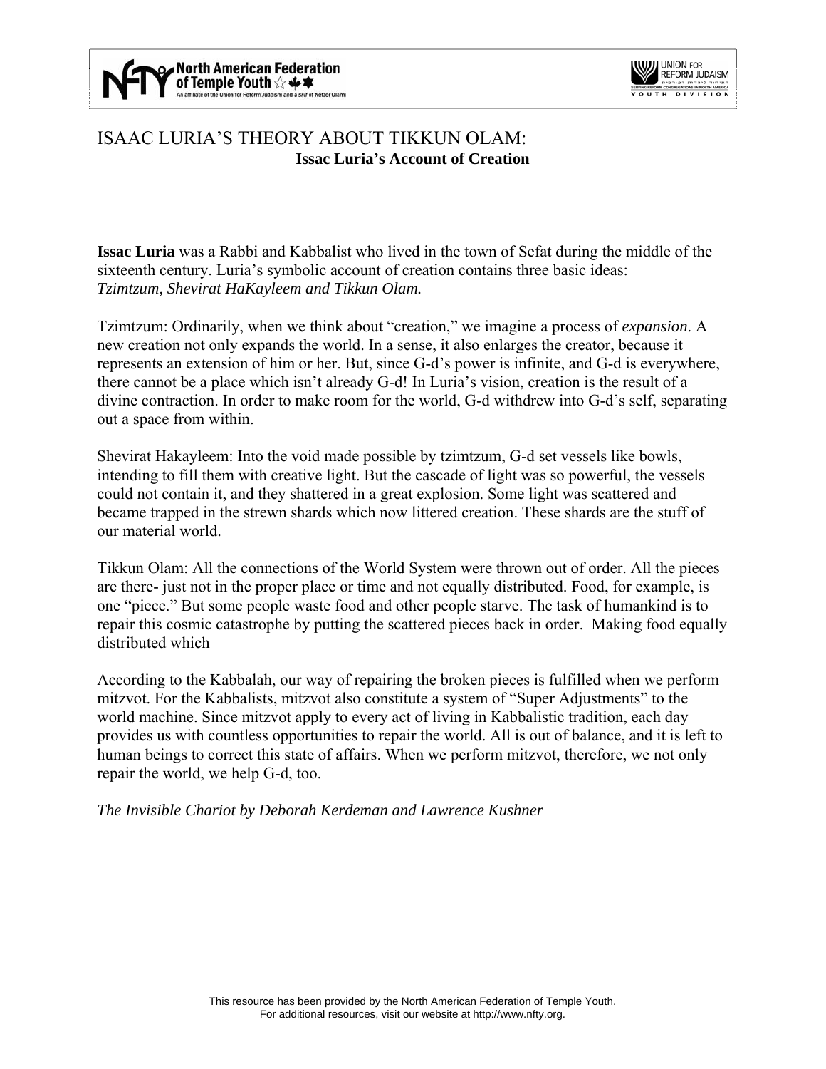# ISAAC LURIA'S THEORY ABOUT TIKKUN OLAM:

### Issac Luria's Account of Creation

**Issac Luria** was a Rabbi and Kabbalist who lived in the town of Sefat during the middle of the sixteenth century. Luria's symbolic account of creation contains three basic ideas: *Tzimtzum, Shevirat HaKayleem and Tikkun Olam.*

Tzimtzum: Ordinarily, when we think about "creation," we imagine a process of *expansion*. A new creation not only expands the world. In a sense, it also enlarges the creator, because it represents an extension of him or her. But, since G-d's power is infinite, and G-d is everywhere, there cannot be a place which isn't already G-d! In Luria's vision, creation is the result of a divine contraction. In order to make room for the world, G-d withdrew into G-d's self, separating out a space from within.

Shevirat Hakayleem: Into the void made possible by tzimtzum, G-d set vessels like bowls, intending to fill them with creative light. But the cascade of light was so powerful, the vessels could not contain it, and they shattered in a great explosion. Some light was scattered and became trapped in the strewn shards which now littered creation. These shards are the stuff of our material world.

Tikkun Olam: All the connections of the World System were thrown out of order. All the pieces are there- just not in the proper place or time and not equally distributed. Food, for example, is one "piece." But some people waste food and other people starve. The task of humankind is to repair this cosmic catastrophe by putting the scattered pieces back in order. Making food equally distributed which

According to the Kabbalah, our way of repairing the broken pieces is fulfilled when we perform mitzvot. For the Kabbalists, mitzvot also constitute a system of "Super Adjustments" to the world machine. Since mitzvot apply to every act of living in Kabbalistic tradition, each day provides us with countless opportunities to repair the world. All is out of balance, and it is left to human beings to correct this state of affairs. When we perform mitzvot, therefore, we not only repair the world, we help G-d, too.

*The Invisible Chariot by Deborah Kerdeman and Lawrence Kushner*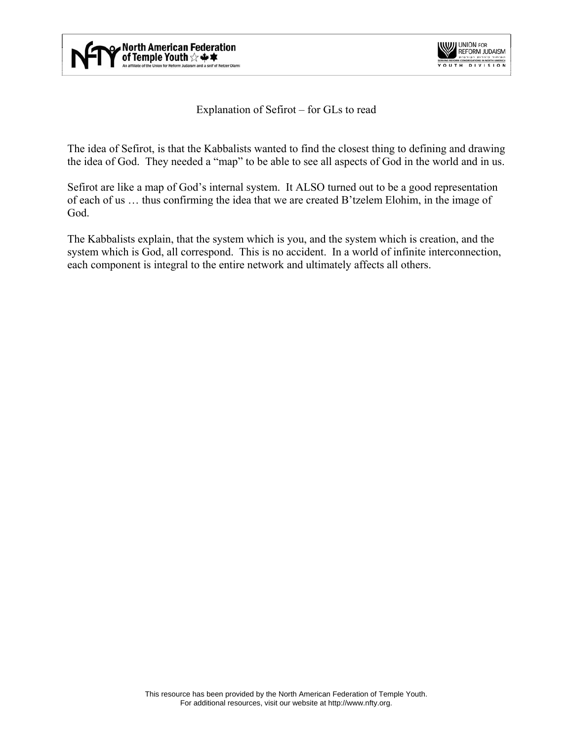Explanation of Sefirot – for GLs to read

The idea of Sefirot, is that the Kabbalists wanted to find the closest thing to defining and drawing the idea of God. They needed a "map" to be able to see all aspects of God in the world and in us.

Sefirot are like a map of God's internal system. It ALSO turned out to be a good representation of each of us … thus confirming the idea that we are created B'tzelem Elohim, in the image of God.

The Kabbalists explain, that the system which is you, and the system which is creation, and the system which is God, all correspond. This is no accident. In a world of infinite interconnection, each component is integral to the entire network and ultimately affects all others.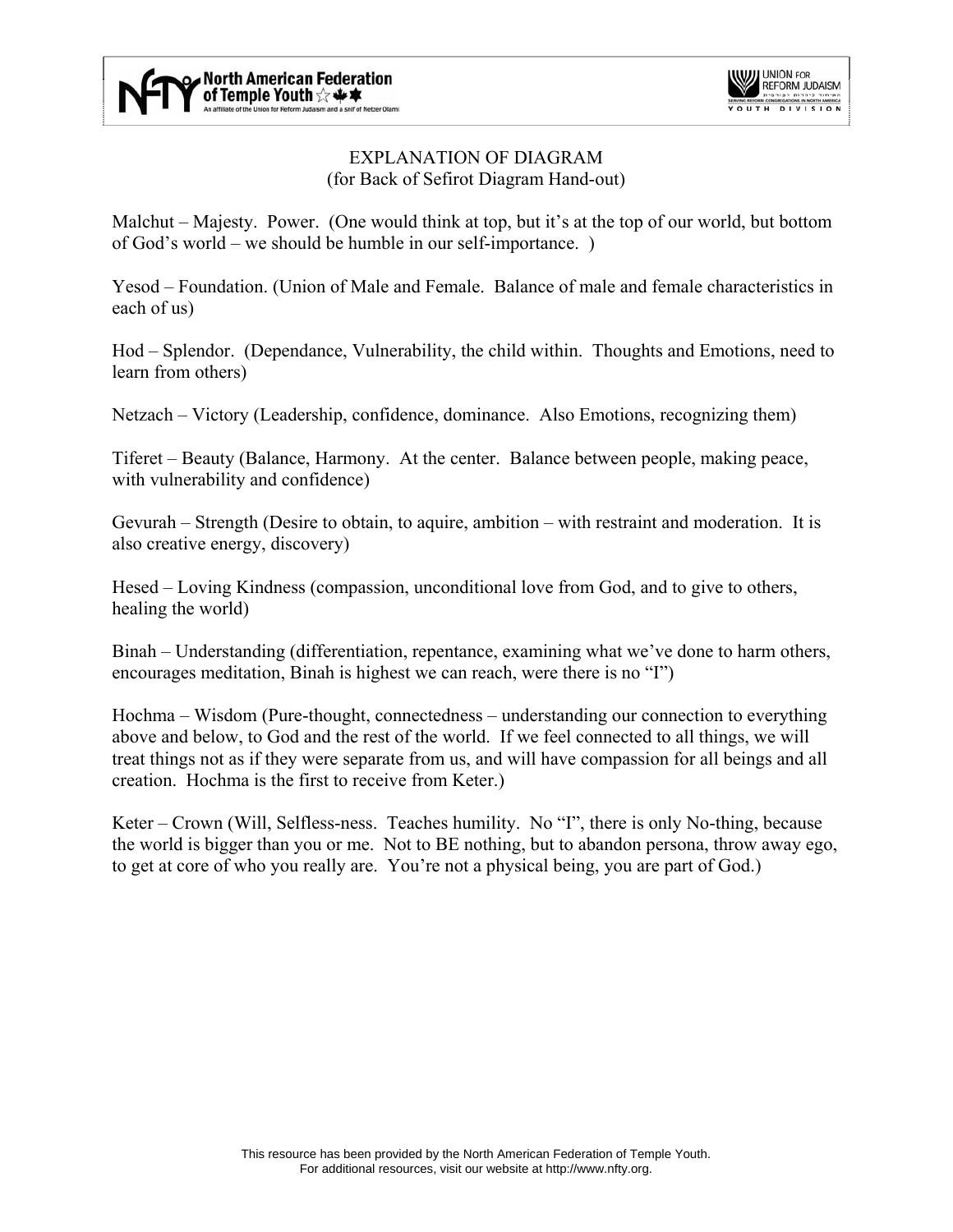EXPLANATION OF DIAGRAM
(for Back of Sefirot Diagram Hand-out)

Malchut – Majesty. Power. (One would think at top, but it's at the top of our world, but bottom of God's world – we should be humble in our self-importance. )

Yesod – Foundation. (Union of Male and Female. Balance of male and female characteristics in each of us)

Hod – Splendor. (Dependance, Vulnerability, the child within. Thoughts and Emotions, need to learn from others)

Netzach – Victory (Leadership, confidence, dominance. Also Emotions, recognizing them)

Tiferet – Beauty (Balance, Harmony. At the center. Balance between people, making peace, with vulnerability and confidence)

Gevurah – Strength (Desire to obtain, to aquire, ambition – with restraint and moderation. It is also creative energy, discovery)

Hesed – Loving Kindness (compassion, unconditional love from God, and to give to others, healing the world)

Binah – Understanding (differentiation, repentance, examining what we've done to harm others, encourages meditation, Binah is highest we can reach, were there is no "I")

Hochma – Wisdom (Pure-thought, connectedness – understanding our connection to everything above and below, to God and the rest of the world. If we feel connected to all things, we will treat things not as if they were separate from us, and will have compassion for all beings and all creation. Hochma is the first to receive from Keter.)

Keter – Crown (Will, Selfless-ness. Teaches humility. No "I", there is only No-thing, because the world is bigger than you or me. Not to BE nothing, but to abandon persona, throw away ego, to get at core of who you really are. You're not a physical being, you are part of God.)